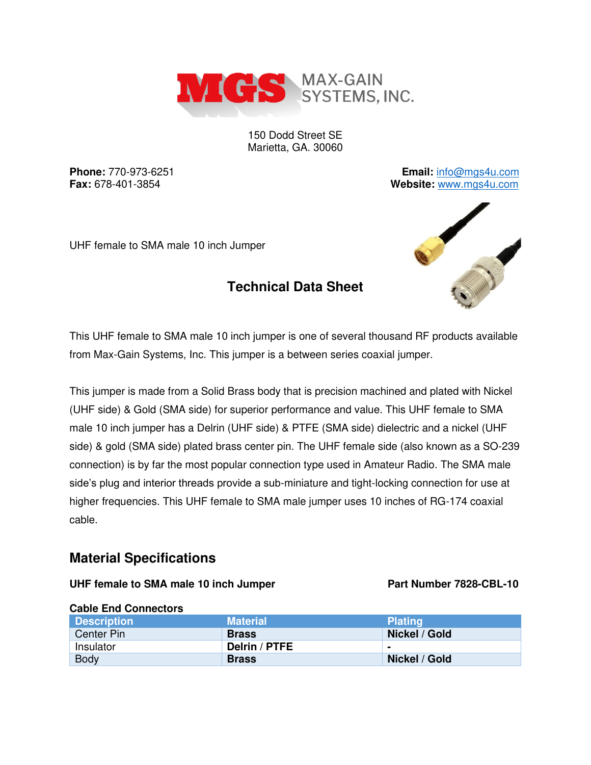MAX-GAIN SYSTEMS, INC.

150 Dodd Street SE
Marietta, GA. 30060

**Phone:** 770-973-6251
**Fax:** 678-401-3854

**Email:** info@mgs4u.com
**Website:** www.mgs4u.com

UHF female to SMA male 10 inch Jumper

## Technical Data Sheet

This UHF female to SMA male 10 inch jumper is one of several thousand RF products available from Max-Gain Systems, Inc. This jumper is a between series coaxial jumper.

This jumper is made from a Solid Brass body that is precision machined and plated with Nickel (UHF side) & Gold (SMA side) for superior performance and value. This UHF female to SMA male 10 inch jumper has a Delrin (UHF side) & PTFE (SMA side) dielectric and a nickel (UHF side) & gold (SMA side) plated brass center pin. The UHF female side (also known as a SO-239 connection) is by far the most popular connection type used in Amateur Radio. The SMA male side's plug and interior threads provide a sub-miniature and tight-locking connection for use at higher frequencies. This UHF female to SMA male jumper uses 10 inches of RG-174 coaxial cable.

## Material Specifications

**UHF female to SMA male 10 inch Jumper** **Part Number 7828-CBL-10**

**Cable End Connectors**

| Description | Material | Plating |
|---|---|---|
| Center Pin | **Brass** | **Nickel / Gold** |
| Insulator | **Delrin / PTFE** | **-** |
| Body | **Brass** | **Nickel / Gold** |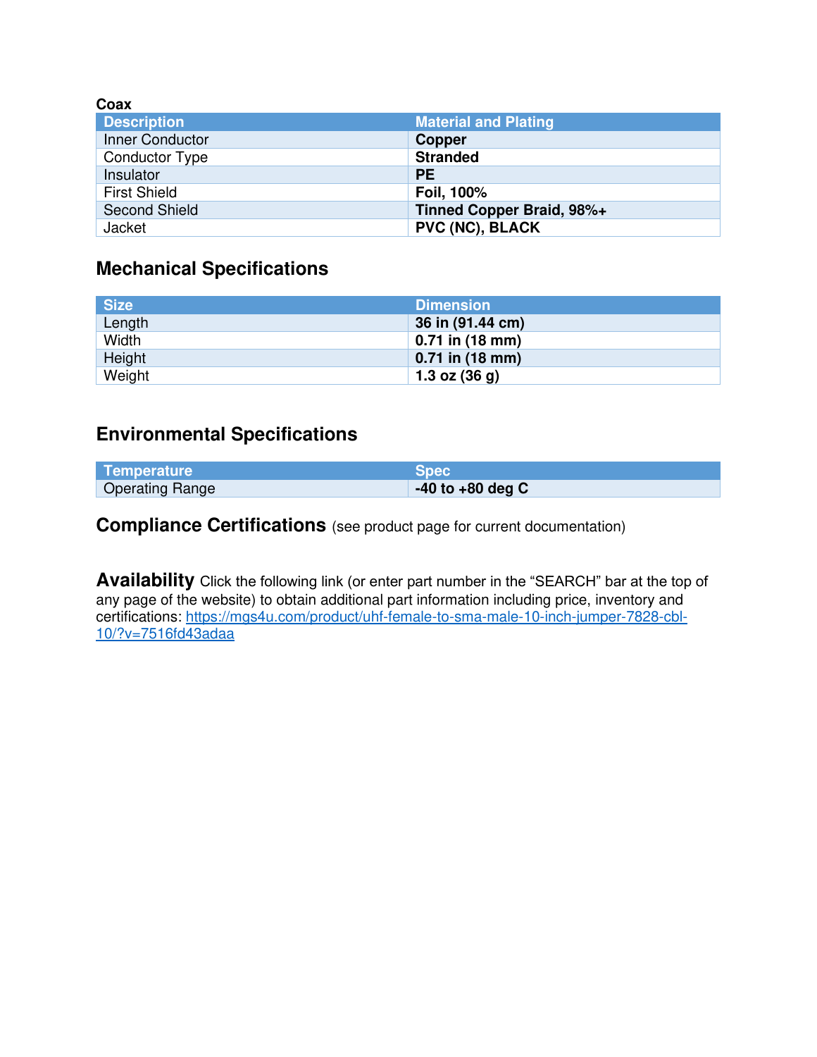**Coax**

| Description | Material and Plating |
| --- | --- |
| Inner Conductor | **Copper** |
| Conductor Type | **Stranded** |
| Insulator | **PE** |
| First Shield | **Foil, 100%** |
| Second Shield | **Tinned Copper Braid, 98%+** |
| Jacket | **PVC (NC), BLACK** |

## Mechanical Specifications

| Size | Dimension |
| --- | --- |
| Length | **36 in (91.44 cm)** |
| Width | **0.71 in (18 mm)** |
| Height | **0.71 in (18 mm)** |
| Weight | **1.3 oz (36 g)** |

## Environmental Specifications

| Temperature | Spec |
| --- | --- |
| Operating Range | **-40 to +80 deg C** |

## Compliance Certifications (see product page for current documentation)

**Availability** Click the following link (or enter part number in the "SEARCH" bar at the top of any page of the website) to obtain additional part information including price, inventory and certifications: https://mgs4u.com/product/uhf-female-to-sma-male-10-inch-jumper-7828-cbl-10/?v=7516fd43adaa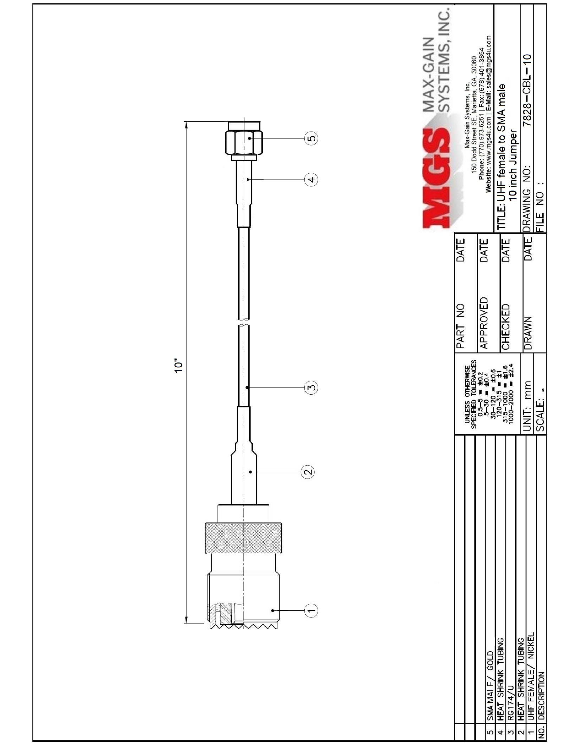10"

1

2

3

4

5

| NO. | DESCRIPTION |
| --- | --- |
| 5 | SMA MALE/ GOLD |
| 4 | HEAT SHRINK TUBING |
| 3 | RG174/U |
| 2 | HEAT SHRINK TUBING |
| 1 | UHF FEMALE/ NICKEL |

UNLESS OTHERWISE SPECIFIED TOLERANCES
0.5–5 = ±0.2
5–30 = ±0.4
30–120 = ±0.6
120–315 = ±1
315–1000 = ±1.6
1000–2000 = ±2.4

UNIT: mm

SCALE: -

| | |
| --- | --- |
| PART NO | DATE |
| APPROVED | DATE |
| CHECKED | DATE |
| DRAWN | DATE |

MGS MAX-GAIN SYSTEMS, INC.

Max-Gain Systems, Inc.
150 Dodd Street SE, Marietta, GA 30060
Phone: (770) 973-6251 | Fax: (678) 401-3854
Website: www.mgs4u.com | E-Mail: sales@mgs4u.com

TITLE: UHF female to SMA male 10 inch Jumper

DRAWING NO: 7828–CBL–10

FILE NO :